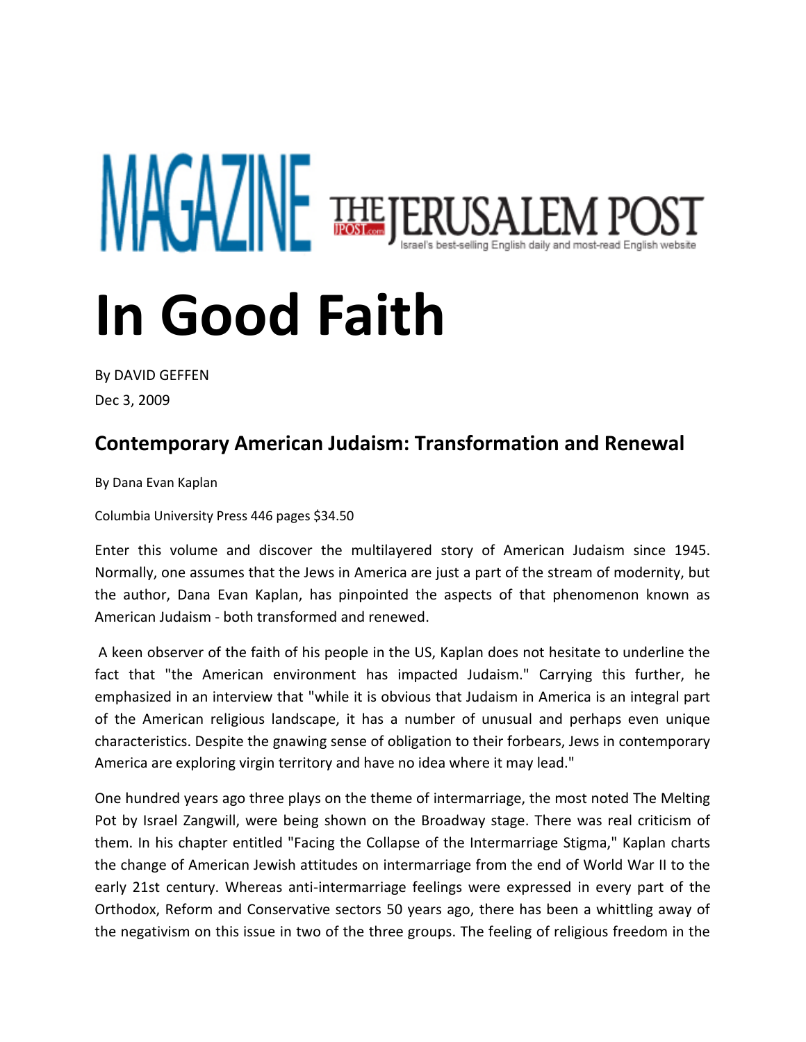MAGAZINE THE JERUSALEM POST

Israel's best-selling English daily and most-read English website

# In Good Faith

By DAVID GEFFEN

Dec 3, 2009

## Contemporary American Judaism: Transformation and Renewal

By Dana Evan Kaplan

Columbia University Press 446 pages $34.50

Enter this volume and discover the multilayered story of American Judaism since 1945. Normally, one assumes that the Jews in America are just a part of the stream of modernity, but the author, Dana Evan Kaplan, has pinpointed the aspects of that phenomenon known as American Judaism - both transformed and renewed.

A keen observer of the faith of his people in the US, Kaplan does not hesitate to underline the fact that "the American environment has impacted Judaism." Carrying this further, he emphasized in an interview that "while it is obvious that Judaism in America is an integral part of the American religious landscape, it has a number of unusual and perhaps even unique characteristics. Despite the gnawing sense of obligation to their forbears, Jews in contemporary America are exploring virgin territory and have no idea where it may lead."

One hundred years ago three plays on the theme of intermarriage, the most noted The Melting Pot by Israel Zangwill, were being shown on the Broadway stage. There was real criticism of them. In his chapter entitled "Facing the Collapse of the Intermarriage Stigma," Kaplan charts the change of American Jewish attitudes on intermarriage from the end of World War II to the early 21st century. Whereas anti-intermarriage feelings were expressed in every part of the Orthodox, Reform and Conservative sectors 50 years ago, there has been a whittling away of the negativism on this issue in two of the three groups. The feeling of religious freedom in the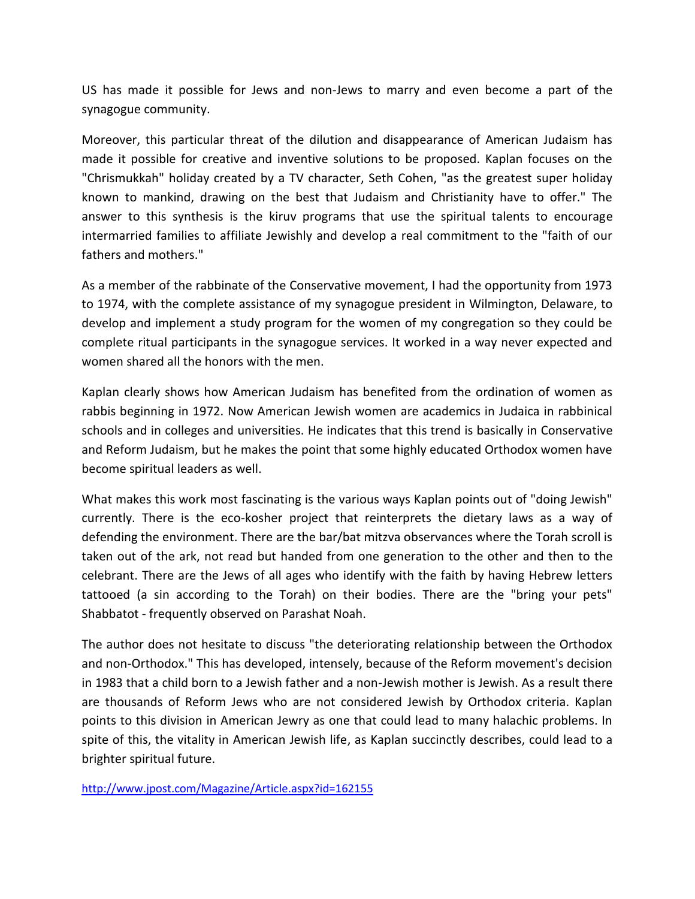US has made it possible for Jews and non-Jews to marry and even become a part of the synagogue community.

Moreover, this particular threat of the dilution and disappearance of American Judaism has made it possible for creative and inventive solutions to be proposed. Kaplan focuses on the "Chrismukkah" holiday created by a TV character, Seth Cohen, "as the greatest super holiday known to mankind, drawing on the best that Judaism and Christianity have to offer." The answer to this synthesis is the kiruv programs that use the spiritual talents to encourage intermarried families to affiliate Jewishly and develop a real commitment to the "faith of our fathers and mothers."

As a member of the rabbinate of the Conservative movement, I had the opportunity from 1973 to 1974, with the complete assistance of my synagogue president in Wilmington, Delaware, to develop and implement a study program for the women of my congregation so they could be complete ritual participants in the synagogue services. It worked in a way never expected and women shared all the honors with the men.

Kaplan clearly shows how American Judaism has benefited from the ordination of women as rabbis beginning in 1972. Now American Jewish women are academics in Judaica in rabbinical schools and in colleges and universities. He indicates that this trend is basically in Conservative and Reform Judaism, but he makes the point that some highly educated Orthodox women have become spiritual leaders as well.

What makes this work most fascinating is the various ways Kaplan points out of "doing Jewish" currently. There is the eco-kosher project that reinterprets the dietary laws as a way of defending the environment. There are the bar/bat mitzva observances where the Torah scroll is taken out of the ark, not read but handed from one generation to the other and then to the celebrant. There are the Jews of all ages who identify with the faith by having Hebrew letters tattooed (a sin according to the Torah) on their bodies. There are the "bring your pets" Shabbatot - frequently observed on Parashat Noah.

The author does not hesitate to discuss "the deteriorating relationship between the Orthodox and non-Orthodox." This has developed, intensely, because of the Reform movement's decision in 1983 that a child born to a Jewish father and a non-Jewish mother is Jewish. As a result there are thousands of Reform Jews who are not considered Jewish by Orthodox criteria. Kaplan points to this division in American Jewry as one that could lead to many halachic problems. In spite of this, the vitality in American Jewish life, as Kaplan succinctly describes, could lead to a brighter spiritual future.

http://www.jpost.com/Magazine/Article.aspx?id=162155